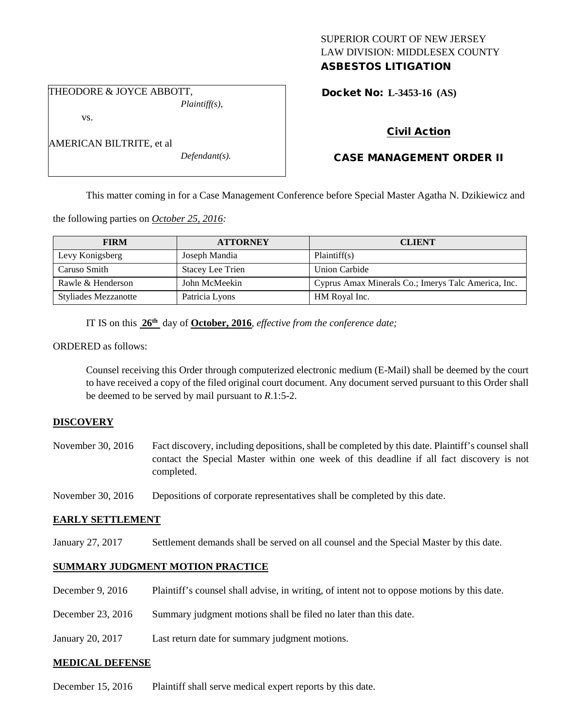SUPERIOR COURT OF NEW JERSEY
LAW DIVISION: MIDDLESEX COUNTY
**ASBESTOS LITIGATION**

THEODORE & JOYCE ABBOTT,
*Plaintiff(s),*

vs.

AMERICAN BILTRITE, et al
*Defendant(s).*

**Docket No: L-3453-16 (AS)**

**Civil Action**

**CASE MANAGEMENT ORDER II**

This matter coming in for a Case Management Conference before Special Master Agatha N. Dzikiewicz and the following parties on *October 25, 2016:*

| FIRM | ATTORNEY | CLIENT |
|---|---|---|
| Levy Konigsberg | Joseph Mandia | Plaintiff(s) |
| Caruso Smith | Stacey Lee Trien | Union Carbide |
| Rawle & Henderson | John McMeekin | Cyprus Amax Minerals Co.; Imerys Talc America, Inc. |
| Styliades Mezzanotte | Patricia Lyons | HM Royal Inc. |

IT IS on this **26th** day of **October, 2016**, *effective from the conference date;*

ORDERED as follows:

Counsel receiving this Order through computerized electronic medium (E-Mail) shall be deemed by the court to have received a copy of the filed original court document. Any document served pursuant to this Order shall be deemed to be served by mail pursuant to *R*.1:5-2.

**DISCOVERY**

November 30, 2016 Fact discovery, including depositions, shall be completed by this date. Plaintiff's counsel shall contact the Special Master within one week of this deadline if all fact discovery is not completed.

November 30, 2016 Depositions of corporate representatives shall be completed by this date.

**EARLY SETTLEMENT**

January 27, 2017 Settlement demands shall be served on all counsel and the Special Master by this date.

**SUMMARY JUDGMENT MOTION PRACTICE**

December 9, 2016 Plaintiff's counsel shall advise, in writing, of intent not to oppose motions by this date.

December 23, 2016 Summary judgment motions shall be filed no later than this date.

January 20, 2017 Last return date for summary judgment motions.

**MEDICAL DEFENSE**

December 15, 2016 Plaintiff shall serve medical expert reports by this date.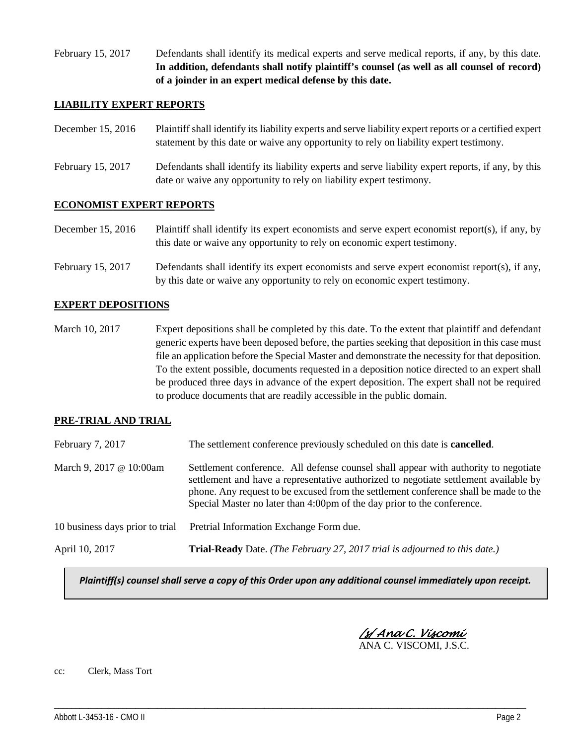| | |
|---|---|
| February 15, 2017 | Defendants shall identify its medical experts and serve medical reports, if any, by this date. **In addition, defendants shall notify plaintiff's counsel (as well as all counsel of record) of a joinder in an expert medical defense by this date.** |

## LIABILITY EXPERT REPORTS

| | |
|---|---|
| December 15, 2016 | Plaintiff shall identify its liability experts and serve liability expert reports or a certified expert statement by this date or waive any opportunity to rely on liability expert testimony. |
| February 15, 2017 | Defendants shall identify its liability experts and serve liability expert reports, if any, by this date or waive any opportunity to rely on liability expert testimony. |

## ECONOMIST EXPERT REPORTS

| | |
|---|---|
| December 15, 2016 | Plaintiff shall identify its expert economists and serve expert economist report(s), if any, by this date or waive any opportunity to rely on economic expert testimony. |
| February 15, 2017 | Defendants shall identify its expert economists and serve expert economist report(s), if any, by this date or waive any opportunity to rely on economic expert testimony. |

## EXPERT DEPOSITIONS

| | |
|---|---|
| March 10, 2017 | Expert depositions shall be completed by this date. To the extent that plaintiff and defendant generic experts have been deposed before, the parties seeking that deposition in this case must file an application before the Special Master and demonstrate the necessity for that deposition. To the extent possible, documents requested in a deposition notice directed to an expert shall be produced three days in advance of the expert deposition. The expert shall not be required to produce documents that are readily accessible in the public domain. |

## PRE-TRIAL AND TRIAL

| | |
|---|---|
| February 7, 2017 | The settlement conference previously scheduled on this date is **cancelled**. |
| March 9, 2017 @ 10:00am | Settlement conference. All defense counsel shall appear with authority to negotiate settlement and have a representative authorized to negotiate settlement available by phone. Any request to be excused from the settlement conference shall be made to the Special Master no later than 4:00pm of the day prior to the conference. |
| 10 business days prior to trial | Pretrial Information Exchange Form due. |
| April 10, 2017 | **Trial-Ready** Date. *(The February 27, 2017 trial is adjourned to this date.)* |

***Plaintiff(s) counsel shall serve a copy of this Order upon any additional counsel immediately upon receipt.***

*/s/ Ana C. Viscomi*
ANA C. VISCOMI, J.S.C.

cc: Clerk, Mass Tort

Abbott L-3453-16 - CMO II